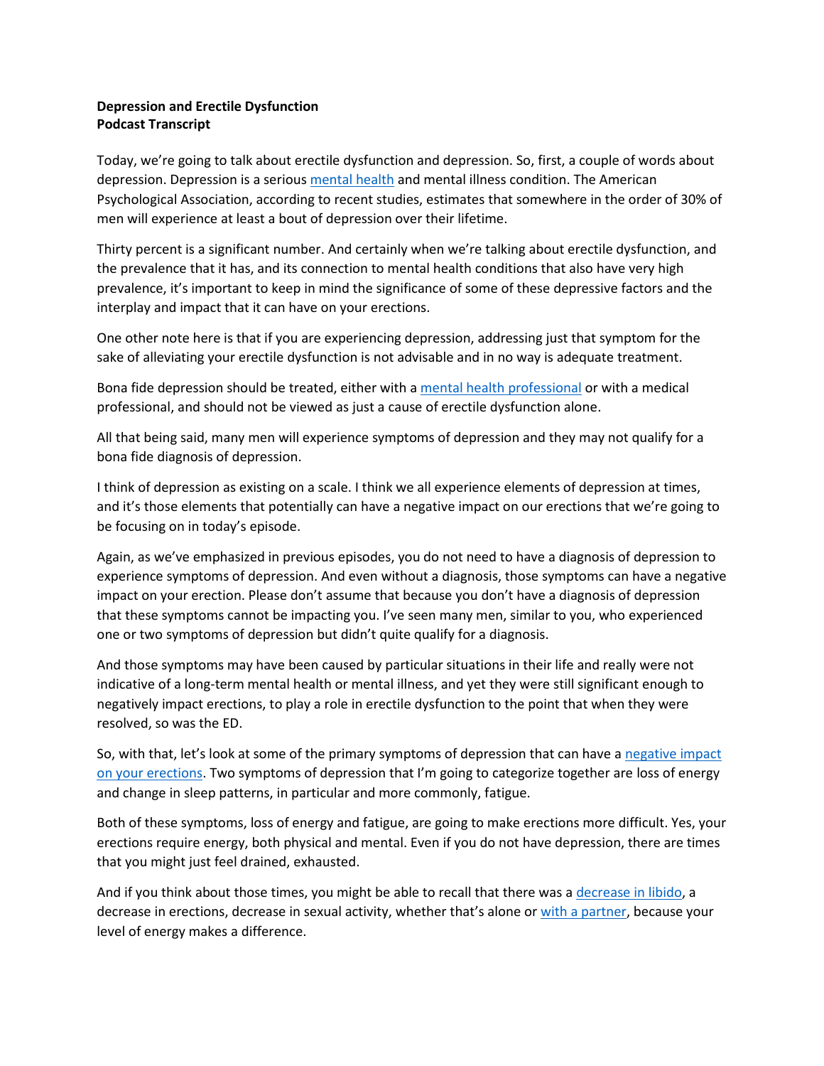**Depression and Erectile Dysfunction**
**Podcast Transcript**

Today, we're going to talk about erectile dysfunction and depression. So, first, a couple of words about depression. Depression is a serious mental health and mental illness condition. The American Psychological Association, according to recent studies, estimates that somewhere in the order of 30% of men will experience at least a bout of depression over their lifetime.

Thirty percent is a significant number. And certainly when we're talking about erectile dysfunction, and the prevalence that it has, and its connection to mental health conditions that also have very high prevalence, it's important to keep in mind the significance of some of these depressive factors and the interplay and impact that it can have on your erections.

One other note here is that if you are experiencing depression, addressing just that symptom for the sake of alleviating your erectile dysfunction is not advisable and in no way is adequate treatment.

Bona fide depression should be treated, either with a mental health professional or with a medical professional, and should not be viewed as just a cause of erectile dysfunction alone.

All that being said, many men will experience symptoms of depression and they may not qualify for a bona fide diagnosis of depression.

I think of depression as existing on a scale. I think we all experience elements of depression at times, and it's those elements that potentially can have a negative impact on our erections that we're going to be focusing on in today's episode.

Again, as we've emphasized in previous episodes, you do not need to have a diagnosis of depression to experience symptoms of depression. And even without a diagnosis, those symptoms can have a negative impact on your erection. Please don't assume that because you don't have a diagnosis of depression that these symptoms cannot be impacting you. I've seen many men, similar to you, who experienced one or two symptoms of depression but didn't quite qualify for a diagnosis.

And those symptoms may have been caused by particular situations in their life and really were not indicative of a long-term mental health or mental illness, and yet they were still significant enough to negatively impact erections, to play a role in erectile dysfunction to the point that when they were resolved, so was the ED.

So, with that, let's look at some of the primary symptoms of depression that can have a negative impact on your erections. Two symptoms of depression that I'm going to categorize together are loss of energy and change in sleep patterns, in particular and more commonly, fatigue.

Both of these symptoms, loss of energy and fatigue, are going to make erections more difficult. Yes, your erections require energy, both physical and mental. Even if you do not have depression, there are times that you might just feel drained, exhausted.

And if you think about those times, you might be able to recall that there was a decrease in libido, a decrease in erections, decrease in sexual activity, whether that's alone or with a partner, because your level of energy makes a difference.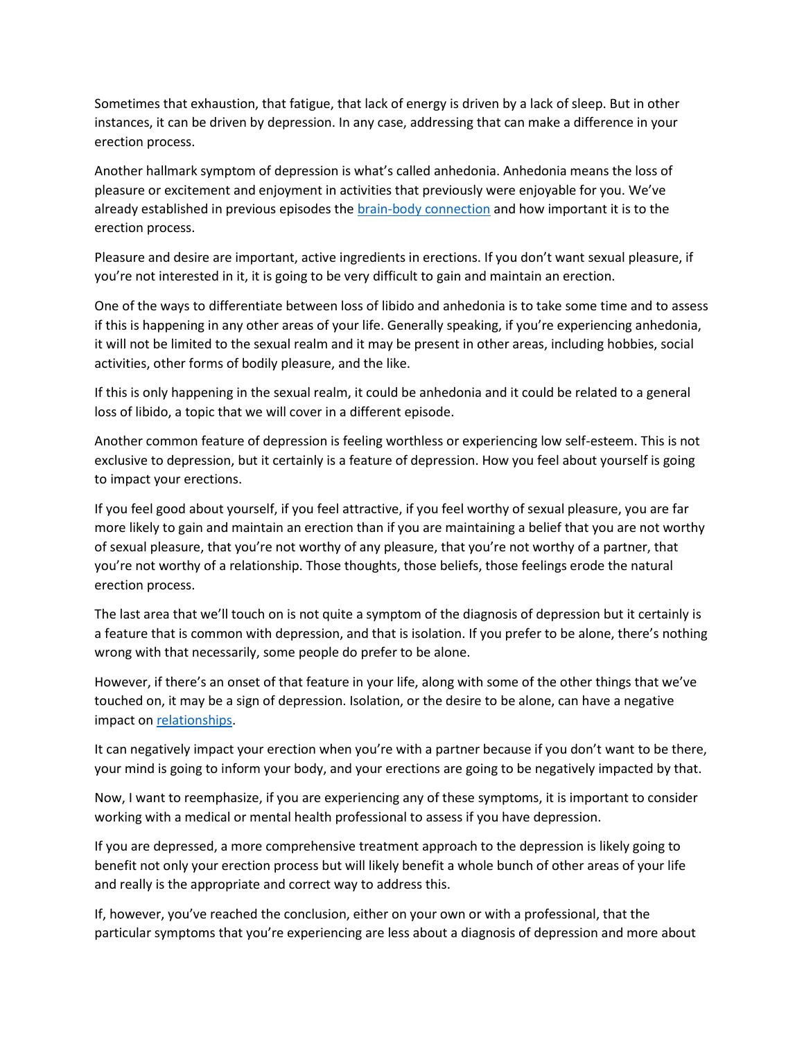Sometimes that exhaustion, that fatigue, that lack of energy is driven by a lack of sleep. But in other instances, it can be driven by depression. In any case, addressing that can make a difference in your erection process.

Another hallmark symptom of depression is what's called anhedonia. Anhedonia means the loss of pleasure or excitement and enjoyment in activities that previously were enjoyable for you. We've already established in previous episodes the [brain-body connection] and how important it is to the erection process.

Pleasure and desire are important, active ingredients in erections. If you don't want sexual pleasure, if you're not interested in it, it is going to be very difficult to gain and maintain an erection.

One of the ways to differentiate between loss of libido and anhedonia is to take some time and to assess if this is happening in any other areas of your life. Generally speaking, if you're experiencing anhedonia, it will not be limited to the sexual realm and it may be present in other areas, including hobbies, social activities, other forms of bodily pleasure, and the like.

If this is only happening in the sexual realm, it could be anhedonia and it could be related to a general loss of libido, a topic that we will cover in a different episode.

Another common feature of depression is feeling worthless or experiencing low self-esteem. This is not exclusive to depression, but it certainly is a feature of depression. How you feel about yourself is going to impact your erections.

If you feel good about yourself, if you feel attractive, if you feel worthy of sexual pleasure, you are far more likely to gain and maintain an erection than if you are maintaining a belief that you are not worthy of sexual pleasure, that you're not worthy of any pleasure, that you're not worthy of a partner, that you're not worthy of a relationship. Those thoughts, those beliefs, those feelings erode the natural erection process.

The last area that we'll touch on is not quite a symptom of the diagnosis of depression but it certainly is a feature that is common with depression, and that is isolation. If you prefer to be alone, there's nothing wrong with that necessarily, some people do prefer to be alone.

However, if there's an onset of that feature in your life, along with some of the other things that we've touched on, it may be a sign of depression. Isolation, or the desire to be alone, can have a negative impact on [relationships].

It can negatively impact your erection when you're with a partner because if you don't want to be there, your mind is going to inform your body, and your erections are going to be negatively impacted by that.

Now, I want to reemphasize, if you are experiencing any of these symptoms, it is important to consider working with a medical or mental health professional to assess if you have depression.

If you are depressed, a more comprehensive treatment approach to the depression is likely going to benefit not only your erection process but will likely benefit a whole bunch of other areas of your life and really is the appropriate and correct way to address this.

If, however, you've reached the conclusion, either on your own or with a professional, that the particular symptoms that you're experiencing are less about a diagnosis of depression and more about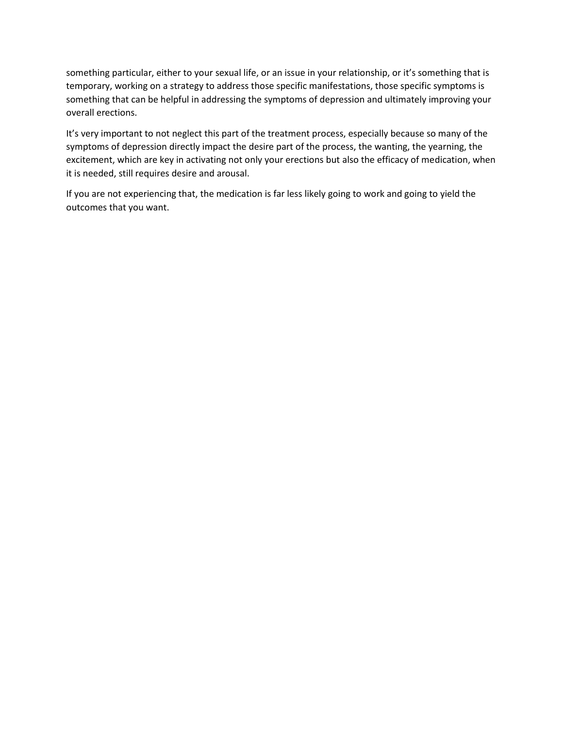something particular, either to your sexual life, or an issue in your relationship, or it's something that is temporary, working on a strategy to address those specific manifestations, those specific symptoms is something that can be helpful in addressing the symptoms of depression and ultimately improving your overall erections.

It's very important to not neglect this part of the treatment process, especially because so many of the symptoms of depression directly impact the desire part of the process, the wanting, the yearning, the excitement, which are key in activating not only your erections but also the efficacy of medication, when it is needed, still requires desire and arousal.

If you are not experiencing that, the medication is far less likely going to work and going to yield the outcomes that you want.